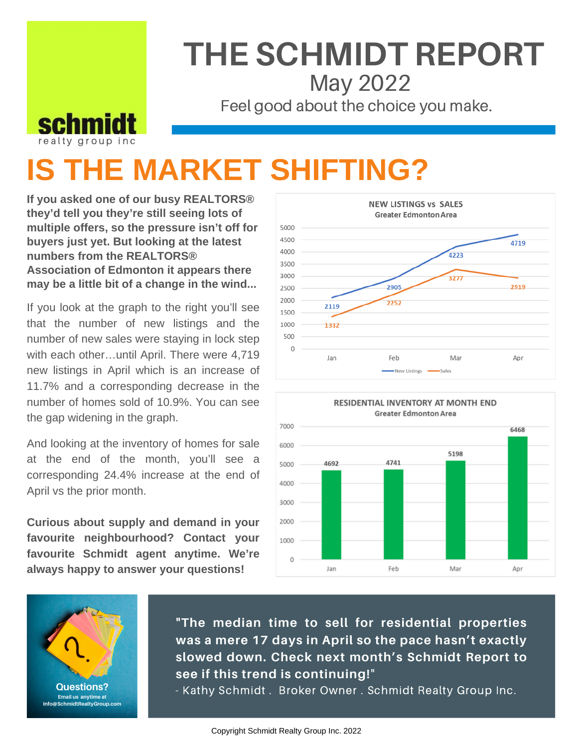# THE SCHMIDT REPORT

May 2022

Feel good about the choice you make.

schmidt realty group inc

## IS THE MARKET SHIFTING?

**If you asked one of our busy REALTORS® they'd tell you they're still seeing lots of multiple offers, so the pressure isn't off for buyers just yet. But looking at the latest numbers from the REALTORS® Association of Edmonton it appears there may be a little bit of a change in the wind...**

If you look at the graph to the right you'll see that the number of new listings and the number of new sales were staying in lock step with each other…until April. There were 4,719 new listings in April which is an increase of 11.7% and a corresponding decrease in the number of homes sold of 10.9%. You can see the gap widening in the graph.

And looking at the inventory of homes for sale at the end of the month, you'll see a corresponding 24.4% increase at the end of April vs the prior month.

**Curious about supply and demand in your favourite neighbourhood? Contact your favourite Schmidt agent anytime. We're always happy to answer your questions!**

**NEW LISTINGS vs SALES**
Greater Edmonton Area

| Month | New Listings | Sales |
|---|---|---|
| Jan | 2119 | 1332 |
| Feb | 2905 | 2252 |
| Mar | 4223 | 3277 |
| Apr | 4719 | 2919 |

**RESIDENTIAL INVENTORY AT MONTH END**
Greater Edmonton Area

| Month | Inventory |
|---|---|
| Jan | 4692 |
| Feb | 4741 |
| Mar | 5198 |
| Apr | 6468 |

**Questions?**
Email us anytime at Info@SchmidtRealtyGroup.com

**"The median time to sell for residential properties was a mere 17 days in April so the pace hasn't exactly slowed down. Check next month's Schmidt Report to see if this trend is continuing!"**

\- Kathy Schmidt . Broker Owner . Schmidt Realty Group Inc.

Copyright Schmidt Realty Group Inc. 2022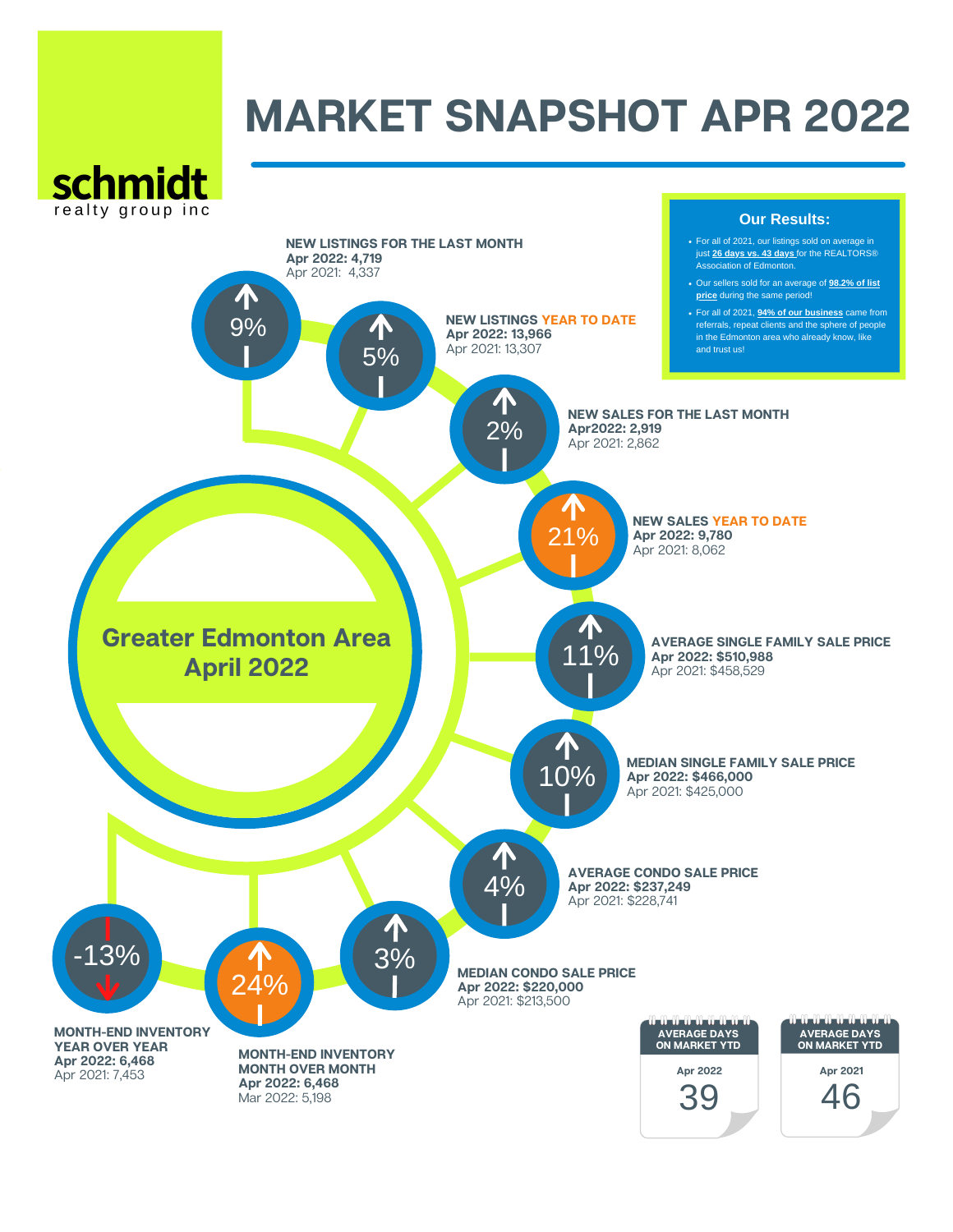schmidt
realty group inc

# MARKET SNAPSHOT APR 2022

### Our Results:

- For all of 2021, our listings sold on average in just **26 days vs. 43 days** for the REALTORS® Association of Edmonton.
- Our sellers sold for an average of **98.2% of list price** during the same period!
- For all of 2021, **94% of our business** came from referrals, repeat clients and the sphere of people in the Edmonton area who already know, like and trust us!

## Greater Edmonton Area April 2022

9%
**NEW LISTINGS FOR THE LAST MONTH**
**Apr 2022: 4,719**
Apr 2021: 4,337

5%
**NEW LISTINGS YEAR TO DATE**
**Apr 2022: 13,966**
Apr 2021: 13,307

2%
**NEW SALES FOR THE LAST MONTH**
**Apr2022: 2,919**
Apr 2021: 2,862

21%
**NEW SALES YEAR TO DATE**
**Apr 2022: 9,780**
Apr 2021: 8,062

11%
**AVERAGE SINGLE FAMILY SALE PRICE**
**Apr 2022: $510,988**
Apr 2021: $458,529

10%
**MEDIAN SINGLE FAMILY SALE PRICE**
**Apr 2022: $466,000**
Apr 2021: $425,000

4%
**AVERAGE CONDO SALE PRICE**
**Apr 2022: $237,249**
Apr 2021: $228,741

3%
**MEDIAN CONDO SALE PRICE**
**Apr 2022: $220,000**
Apr 2021: $213,500

24%
**MONTH-END INVENTORY MONTH OVER MONTH**
**Apr 2022: 6,468**
Mar 2022: 5,198

-13%
**MONTH-END INVENTORY YEAR OVER YEAR**
**Apr 2022: 6,468**
Apr 2021: 7,453

**AVERAGE DAYS ON MARKET YTD**
Apr 2022
39

**AVERAGE DAYS ON MARKET YTD**
Apr 2021
46